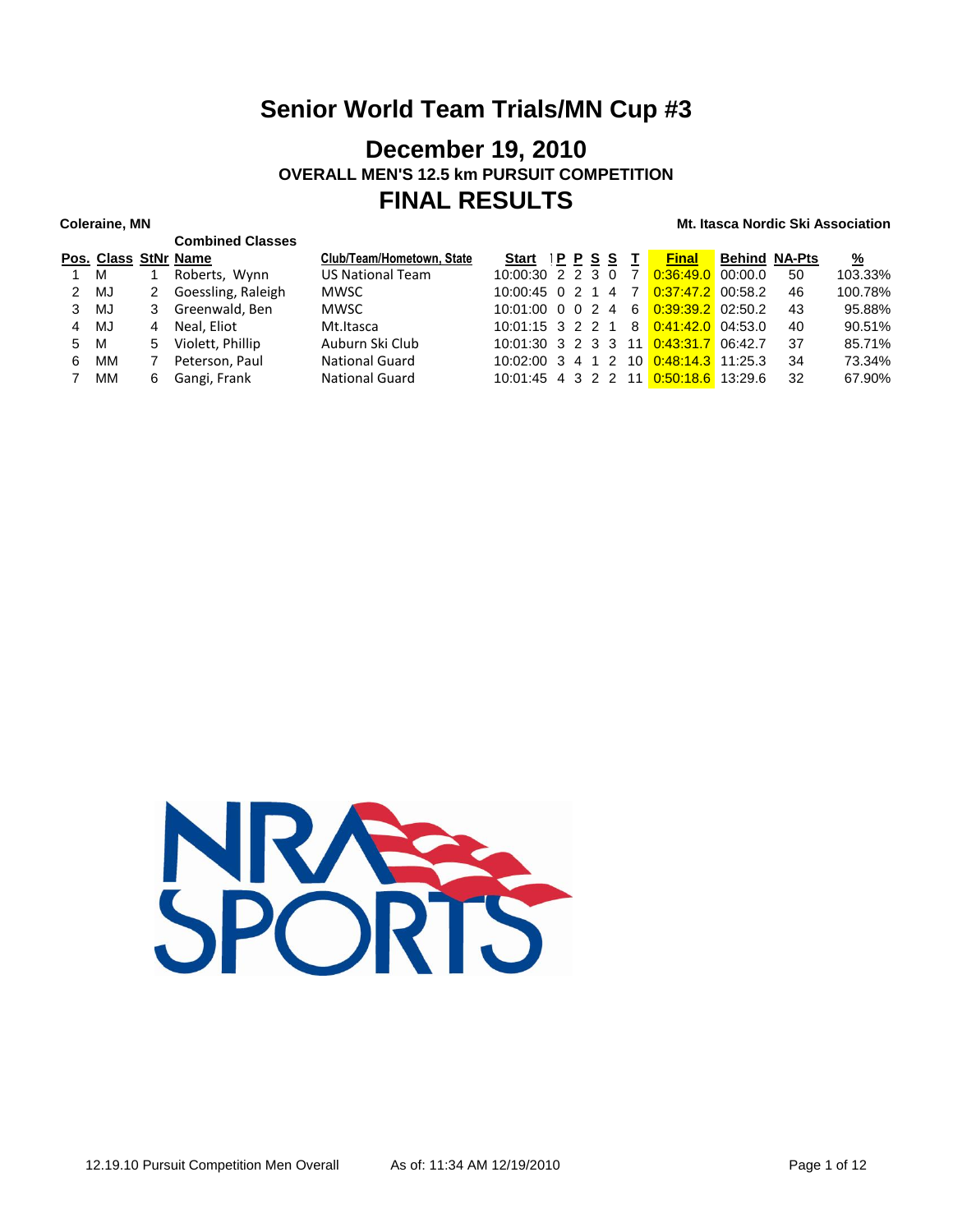# Senior World Team Trials/MN Cup #3

## December 19, 2010

### OVERALL MEN'S 12.5 km PURSUIT COMPETITION

## FINAL RESULTS

**Coleraine, MN** — **Mt. Itasca Nordic Ski Association**

**Combined Classes**

| Pos. | Class | StNr | Name | Club/Team/Hometown, State | Start | P | P | S | S | T | Final | Behind | NA-Pts | % |
|---|---|---|---|---|---|---|---|---|---|---|---|---|---|---|
| 1 | M | 1 | Roberts, Wynn | US National Team | 10:00:30 | 2 | 2 | 3 | 0 | 7 | 0:36:49.0 | 00:00.0 | 50 | 103.33% |
| 2 | MJ | 2 | Goessling, Raleigh | MWSC | 10:00:45 | 0 | 2 | 1 | 4 | 7 | 0:37:47.2 | 00:58.2 | 46 | 100.78% |
| 3 | MJ | 3 | Greenwald, Ben | MWSC | 10:01:00 | 0 | 0 | 2 | 4 | 6 | 0:39:39.2 | 02:50.2 | 43 | 95.88% |
| 4 | MJ | 4 | Neal, Eliot | Mt.Itasca | 10:01:15 | 3 | 2 | 2 | 1 | 8 | 0:41:42.0 | 04:53.0 | 40 | 90.51% |
| 5 | M | 5 | Violett, Phillip | Auburn Ski Club | 10:01:30 | 3 | 2 | 3 | 3 | 11 | 0:43:31.7 | 06:42.7 | 37 | 85.71% |
| 6 | MM | 7 | Peterson, Paul | National Guard | 10:02:00 | 3 | 4 | 1 | 2 | 10 | 0:48:14.3 | 11:25.3 | 34 | 73.34% |
| 7 | MM | 6 | Gangi, Frank | National Guard | 10:01:45 | 4 | 3 | 2 | 2 | 11 | 0:50:18.6 | 13:29.6 | 32 | 67.90% |

NRA SPORTS

12.19.10 Pursuit Competition Men Overall — As of: 11:34 AM 12/19/2010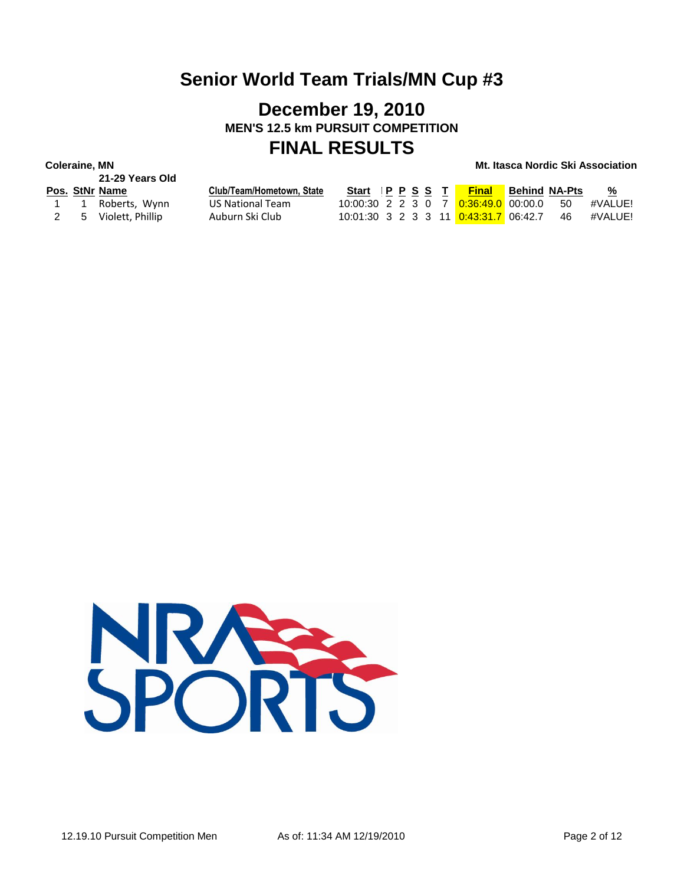# Senior World Team Trials/MN Cup #3

## December 19, 2010

### MEN'S 12.5 km PURSUIT COMPETITION

## FINAL RESULTS

**Coleraine, MN** | **Mt. Itasca Nordic Ski Association**

**21-29 Years Old**

| Pos. | StNr | Name | Club/Team/Hometown, State | Start | P | P | S | S | T | Final | Behind | NA-Pts | % |
|---|---|---|---|---|---|---|---|---|---|---|---|---|---|
| 1 | 1 | Roberts, Wynn | US National Team | 10:00:30 | 2 | 2 | 3 | 0 | 7 | 0:36:49.0 | 00:00.0 | 50 | #VALUE! |
| 2 | 5 | Violett, Phillip | Auburn Ski Club | 10:01:30 | 3 | 2 | 3 | 3 | 11 | 0:43:31.7 | 06:42.7 | 46 | #VALUE! |

12.19.10 Pursuit Competition Men    As of: 11:34 AM 12/19/2010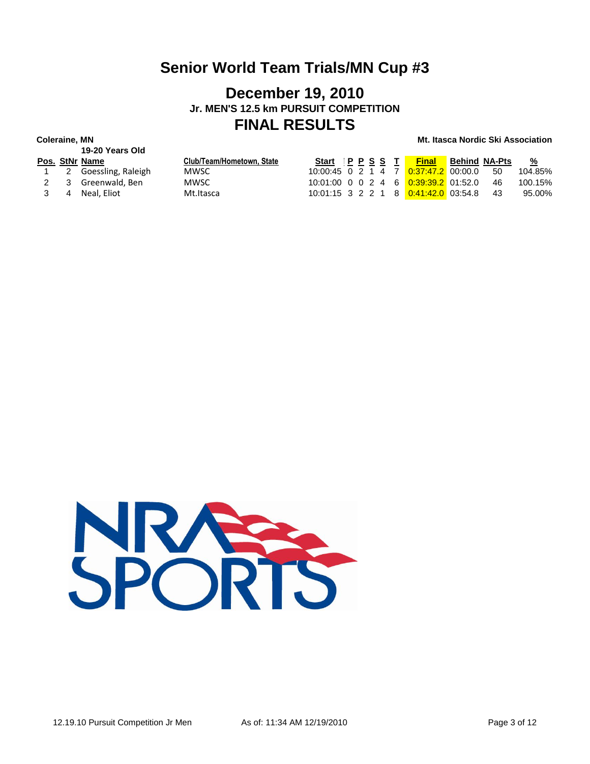# Senior World Team Trials/MN Cup #3

## December 19, 2010

### Jr. MEN'S 12.5 km PURSUIT COMPETITION

## FINAL RESULTS

**Coleraine, MN** | **Mt. Itasca Nordic Ski Association**

**19-20 Years Old**

| Pos. | StNr | Name | Club/Team/Hometown, State | Start | P | P | S | S | T | Final | Behind | NA-Pts | % |
|---|---|---|---|---|---|---|---|---|---|---|---|---|---|
| 1 | 2 | Goessling, Raleigh | MWSC | 10:00:45 | 0 | 2 | 1 | 4 | 7 | 0:37:47.2 | 00:00.0 | 50 | 104.85% |
| 2 | 3 | Greenwald, Ben | MWSC | 10:01:00 | 0 | 0 | 2 | 4 | 6 | 0:39:39.2 | 01:52.0 | 46 | 100.15% |
| 3 | 4 | Neal, Eliot | Mt.Itasca | 10:01:15 | 3 | 2 | 2 | 1 | 8 | 0:41:42.0 | 03:54.8 | 43 | 95.00% |

NRA SPORTS

12.19.10 Pursuit Competition Jr Men    As of: 11:34 AM 12/19/2010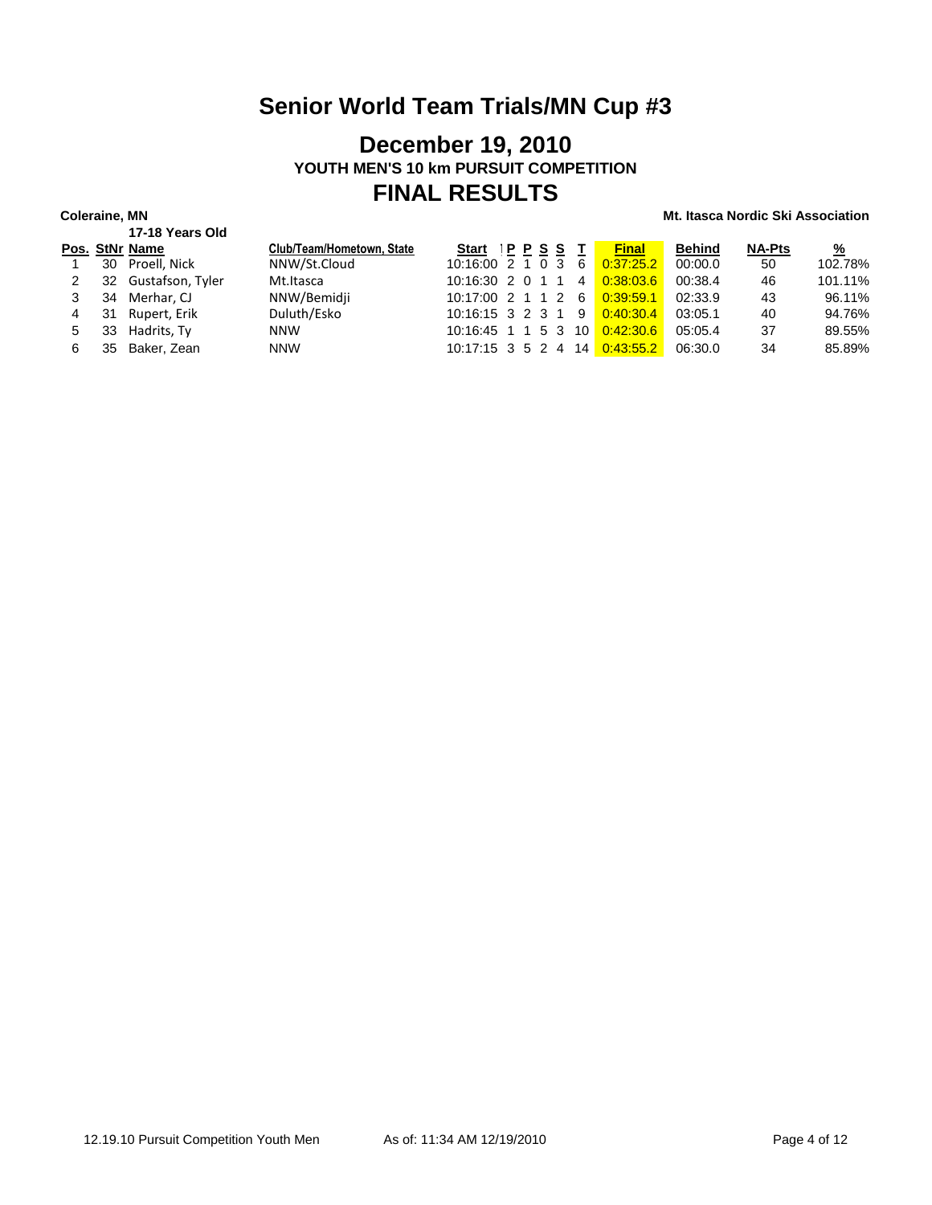# Senior World Team Trials/MN Cup #3

## December 19, 2010

### YOUTH MEN'S 10 km PURSUIT COMPETITION

## FINAL RESULTS

**Coleraine, MN** | **Mt. Itasca Nordic Ski Association**

**17-18 Years Old**

| Pos. | StNr | Name | Club/Team/Hometown, State | Start | P | P | S | S | T | Final | Behind | NA-Pts | % |
|---|---|---|---|---|---|---|---|---|---|---|---|---|---|
| 1 | 30 | Proell, Nick | NNW/St.Cloud | 10:16:00 | 2 | 1 | 0 | 3 | 6 | 0:37:25.2 | 00:00.0 | 50 | 102.78% |
| 2 | 32 | Gustafson, Tyler | Mt.Itasca | 10:16:30 | 2 | 0 | 1 | 1 | 4 | 0:38:03.6 | 00:38.4 | 46 | 101.11% |
| 3 | 34 | Merhar, CJ | NNW/Bemidji | 10:17:00 | 2 | 1 | 1 | 2 | 6 | 0:39:59.1 | 02:33.9 | 43 | 96.11% |
| 4 | 31 | Rupert, Erik | Duluth/Esko | 10:16:15 | 3 | 2 | 3 | 1 | 9 | 0:40:30.4 | 03:05.1 | 40 | 94.76% |
| 5 | 33 | Hadrits, Ty | NNW | 10:16:45 | 1 | 1 | 5 | 3 | 10 | 0:42:30.6 | 05:05.4 | 37 | 89.55% |
| 6 | 35 | Baker, Zean | NNW | 10:17:15 | 3 | 5 | 2 | 4 | 14 | 0:43:55.2 | 06:30.0 | 34 | 85.89% |

12.19.10 Pursuit Competition Youth Men    As of: 11:34 AM 12/19/2010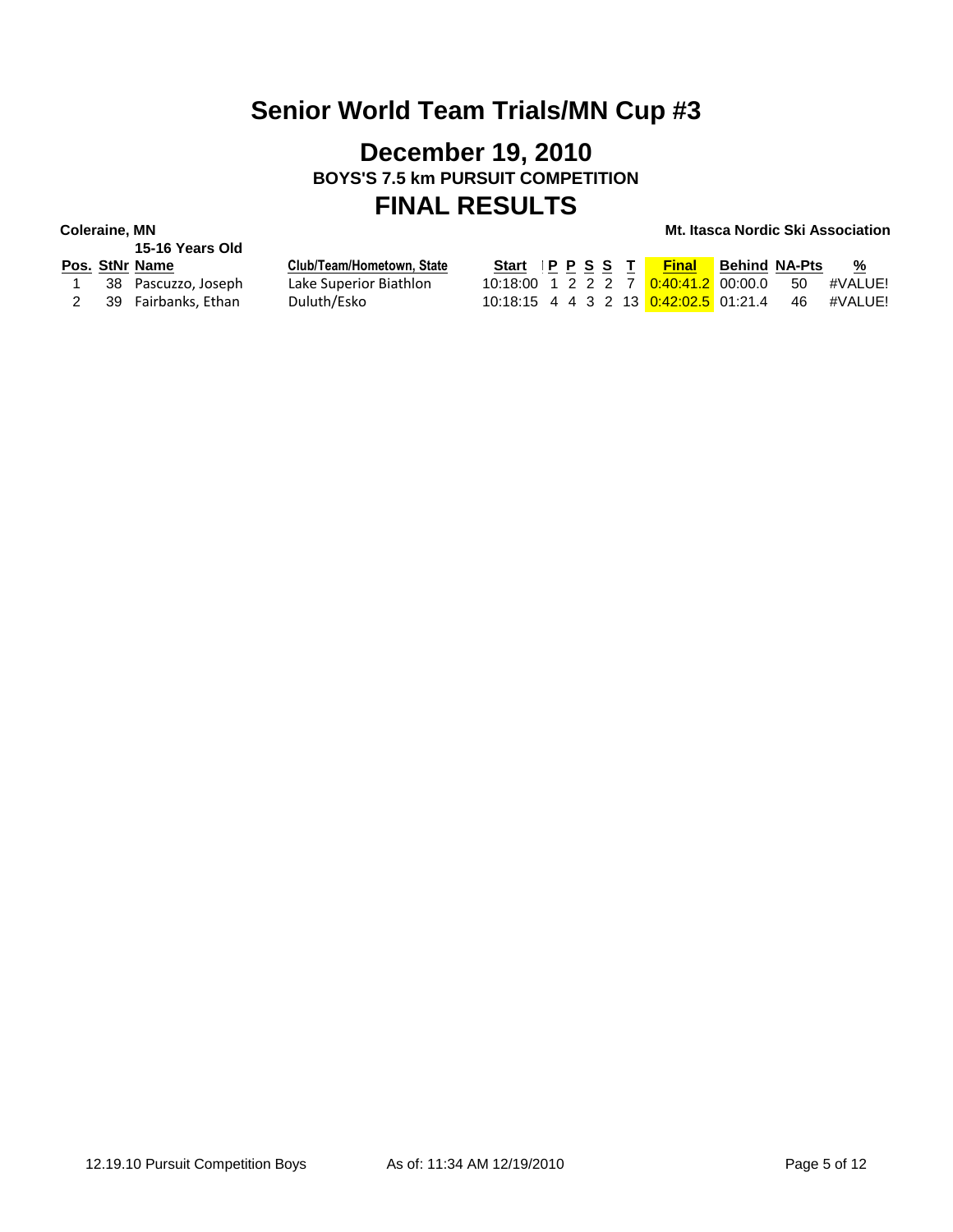# Senior World Team Trials/MN Cup #3

## December 19, 2010

### BOYS'S 7.5 km PURSUIT COMPETITION

## FINAL RESULTS

**Coleraine, MN** **Mt. Itasca Nordic Ski Association**

**15-16 Years Old**

| Pos. | StNr | Name | Club/Team/Hometown, State | Start | P | P | S | S | T | Final | Behind | NA-Pts | % |
|---|---|---|---|---|---|---|---|---|---|---|---|---|---|
| 1 | 38 | Pascuzzo, Joseph | Lake Superior Biathlon | 10:18:00 | 1 | 2 | 2 | 2 | 7 | 0:40:41.2 | 00:00.0 | 50 | #VALUE! |
| 2 | 39 | Fairbanks, Ethan | Duluth/Esko | 10:18:15 | 4 | 4 | 3 | 2 | 13 | 0:42:02.5 | 01:21.4 | 46 | #VALUE! |

12.19.10 Pursuit Competition Boys As of: 11:34 AM 12/19/2010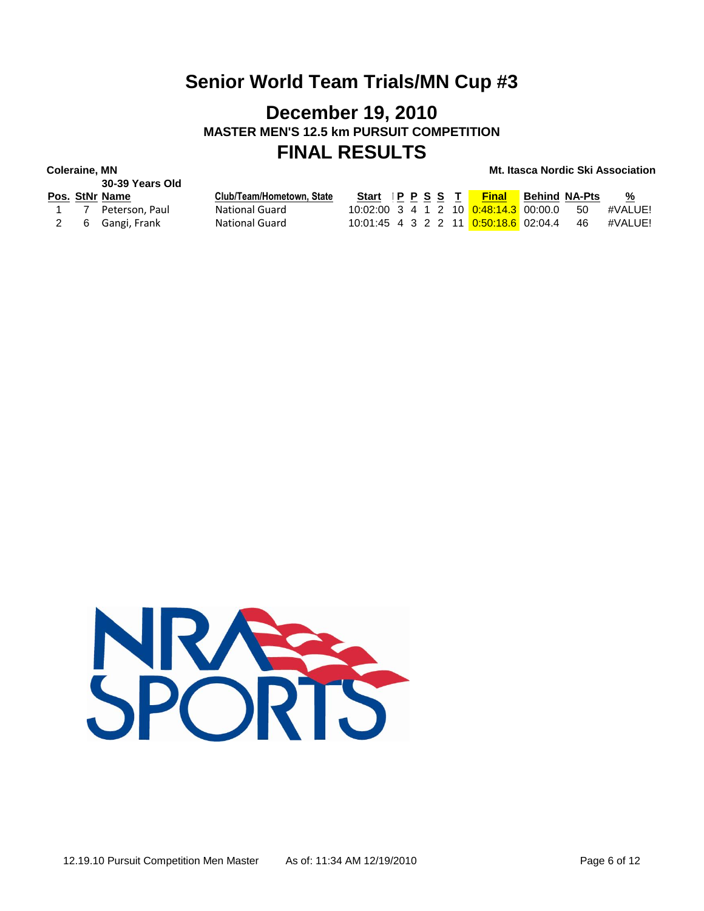# Senior World Team Trials/MN Cup #3

## December 19, 2010

### MASTER MEN'S 12.5 km PURSUIT COMPETITION

## FINAL RESULTS

**Coleraine, MN** **Mt. Itasca Nordic Ski Association**

**30-39 Years Old**

| Pos. | StNr | Name | Club/Team/Hometown, State | Start | P | P | S | S | T | Final | Behind | NA-Pts | % |
|---|---|---|---|---|---|---|---|---|---|---|---|---|---|
| 1 | 7 | Peterson, Paul | National Guard | 10:02:00 | 3 | 4 | 1 | 2 | 10 | 0:48:14.3 | 00:00.0 | 50 | #VALUE! |
| 2 | 6 | Gangi, Frank | National Guard | 10:01:45 | 4 | 3 | 2 | 2 | 11 | 0:50:18.6 | 02:04.4 | 46 | #VALUE! |

NRA SPORTS

12.19.10 Pursuit Competition Men Master As of: 11:34 AM 12/19/2010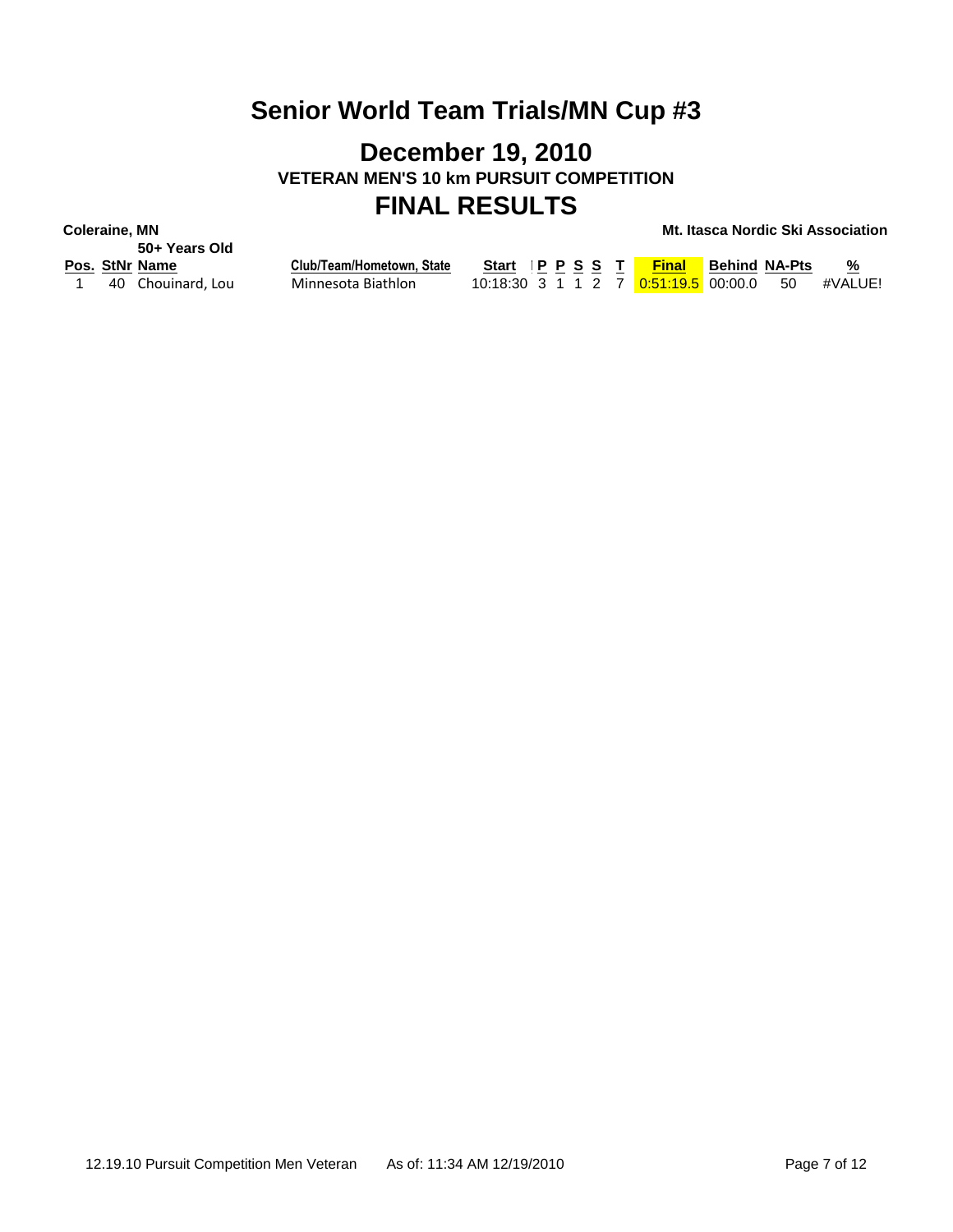# Senior World Team Trials/MN Cup #3

## December 19, 2010

### VETERAN MEN'S 10 km PURSUIT COMPETITION

## FINAL RESULTS

**Coleraine, MN** | **Mt. Itasca Nordic Ski Association**

**50+ Years Old**

| Pos. | StNr | Name | Club/Team/Hometown, State | Start | P | P | S | S | T | Final | Behind | NA-Pts | % |
|---|---|---|---|---|---|---|---|---|---|---|---|---|---|
| 1 | 40 | Chouinard, Lou | Minnesota Biathlon | 10:18:30 | 3 | 1 | 1 | 2 | 7 | 0:51:19.5 | 00:00.0 | 50 | #VALUE! |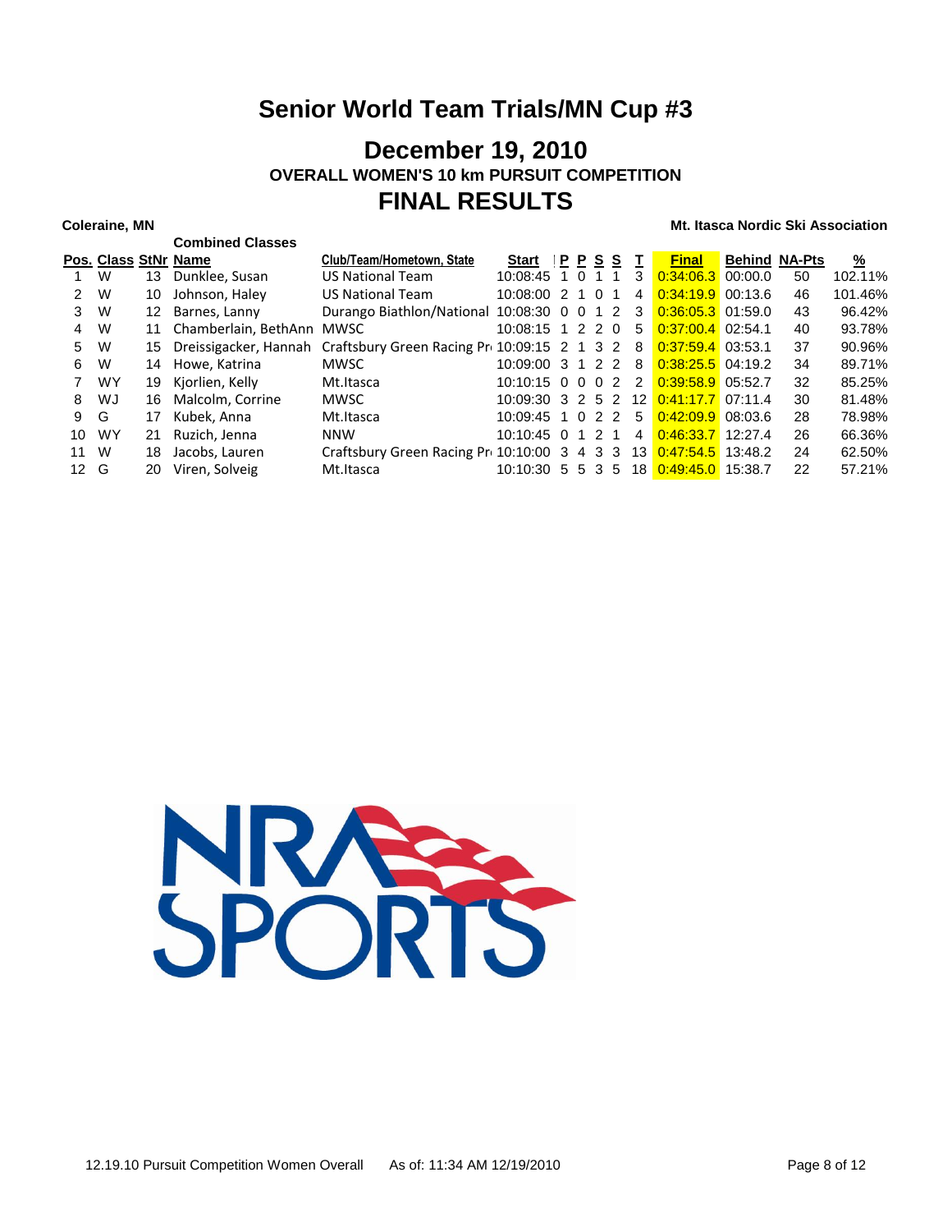# Senior World Team Trials/MN Cup #3

## December 19, 2010

### OVERALL WOMEN'S 10 km PURSUIT COMPETITION

## FINAL RESULTS

**Coleraine, MN** **Mt. Itasca Nordic Ski Association**

**Combined Classes**

| Pos. | Class | StNr | Name | Club/Team/Hometown, State | Start | P | P | S | S | T | Final | Behind | NA-Pts | % |
|---|---|---|---|---|---|---|---|---|---|---|---|---|---|---|
| 1 | W | 13 | Dunklee, Susan | US National Team | 10:08:45 | 1 | 0 | 1 | 1 | 3 | 0:34:06.3 | 00:00.0 | 50 | 102.11% |
| 2 | W | 10 | Johnson, Haley | US National Team | 10:08:00 | 2 | 1 | 0 | 1 | 4 | 0:34:19.9 | 00:13.6 | 46 | 101.46% |
| 3 | W | 12 | Barnes, Lanny | Durango Biathlon/National | 10:08:30 | 0 | 0 | 1 | 2 | 3 | 0:36:05.3 | 01:59.0 | 43 | 96.42% |
| 4 | W | 11 | Chamberlain, BethAnn | MWSC | 10:08:15 | 1 | 2 | 2 | 0 | 5 | 0:37:00.4 | 02:54.1 | 40 | 93.78% |
| 5 | W | 15 | Dreissigacker, Hannah | Craftsbury Green Racing Pr | 10:09:15 | 2 | 1 | 3 | 2 | 8 | 0:37:59.4 | 03:53.1 | 37 | 90.96% |
| 6 | W | 14 | Howe, Katrina | MWSC | 10:09:00 | 3 | 1 | 2 | 2 | 8 | 0:38:25.5 | 04:19.2 | 34 | 89.71% |
| 7 | WY | 19 | Kjorlien, Kelly | Mt.Itasca | 10:10:15 | 0 | 0 | 0 | 2 | 2 | 0:39:58.9 | 05:52.7 | 32 | 85.25% |
| 8 | WJ | 16 | Malcolm, Corrine | MWSC | 10:09:30 | 3 | 2 | 5 | 2 | 12 | 0:41:17.7 | 07:11.4 | 30 | 81.48% |
| 9 | G | 17 | Kubek, Anna | Mt.Itasca | 10:09:45 | 1 | 0 | 2 | 2 | 5 | 0:42:09.9 | 08:03.6 | 28 | 78.98% |
| 10 | WY | 21 | Ruzich, Jenna | NNW | 10:10:45 | 0 | 1 | 2 | 1 | 4 | 0:46:33.7 | 12:27.4 | 26 | 66.36% |
| 11 | W | 18 | Jacobs, Lauren | Craftsbury Green Racing Pr | 10:10:00 | 3 | 4 | 3 | 3 | 13 | 0:47:54.5 | 13:48.2 | 24 | 62.50% |
| 12 | G | 20 | Viren, Solveig | Mt.Itasca | 10:10:30 | 5 | 5 | 3 | 5 | 18 | 0:49:45.0 | 15:38.7 | 22 | 57.21% |

NRA SPORTS

12.19.10 Pursuit Competition Women Overall As of: 11:34 AM 12/19/2010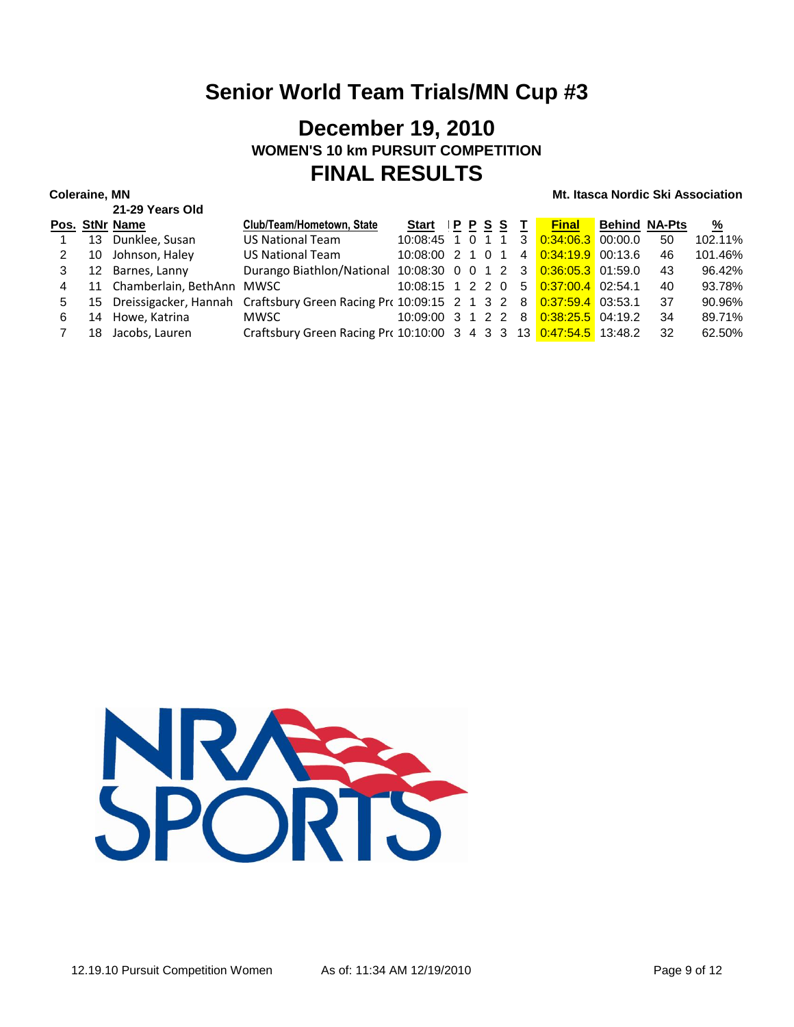# Senior World Team Trials/MN Cup #3

## December 19, 2010

### WOMEN'S 10 km PURSUIT COMPETITION

## FINAL RESULTS

**Coleraine, MN** | **Mt. Itasca Nordic Ski Association**

**21-29 Years Old**

| Pos. | StNr | Name | Club/Team/Hometown, State | Start | P | P | S | S | T | Final | Behind | NA-Pts | % |
|---|---|---|---|---|---|---|---|---|---|---|---|---|---|
| 1 | 13 | Dunklee, Susan | US National Team | 10:08:45 | 1 | 0 | 1 | 1 | 3 | 0:34:06.3 | 00:00.0 | 50 | 102.11% |
| 2 | 10 | Johnson, Haley | US National Team | 10:08:00 | 2 | 1 | 0 | 1 | 4 | 0:34:19.9 | 00:13.6 | 46 | 101.46% |
| 3 | 12 | Barnes, Lanny | Durango Biathlon/National | 10:08:30 | 0 | 0 | 1 | 2 | 3 | 0:36:05.3 | 01:59.0 | 43 | 96.42% |
| 4 | 11 | Chamberlain, BethAnn | MWSC | 10:08:15 | 1 | 2 | 2 | 0 | 5 | 0:37:00.4 | 02:54.1 | 40 | 93.78% |
| 5 | 15 | Dreissigacker, Hannah | Craftsbury Green Racing Pro | 10:09:15 | 2 | 1 | 3 | 2 | 8 | 0:37:59.4 | 03:53.1 | 37 | 90.96% |
| 6 | 14 | Howe, Katrina | MWSC | 10:09:00 | 3 | 1 | 2 | 2 | 8 | 0:38:25.5 | 04:19.2 | 34 | 89.71% |
| 7 | 18 | Jacobs, Lauren | Craftsbury Green Racing Pro | 10:10:00 | 3 | 4 | 3 | 3 | 13 | 0:47:54.5 | 13:48.2 | 32 | 62.50% |

12.19.10 Pursuit Competition Women    As of: 11:34 AM 12/19/2010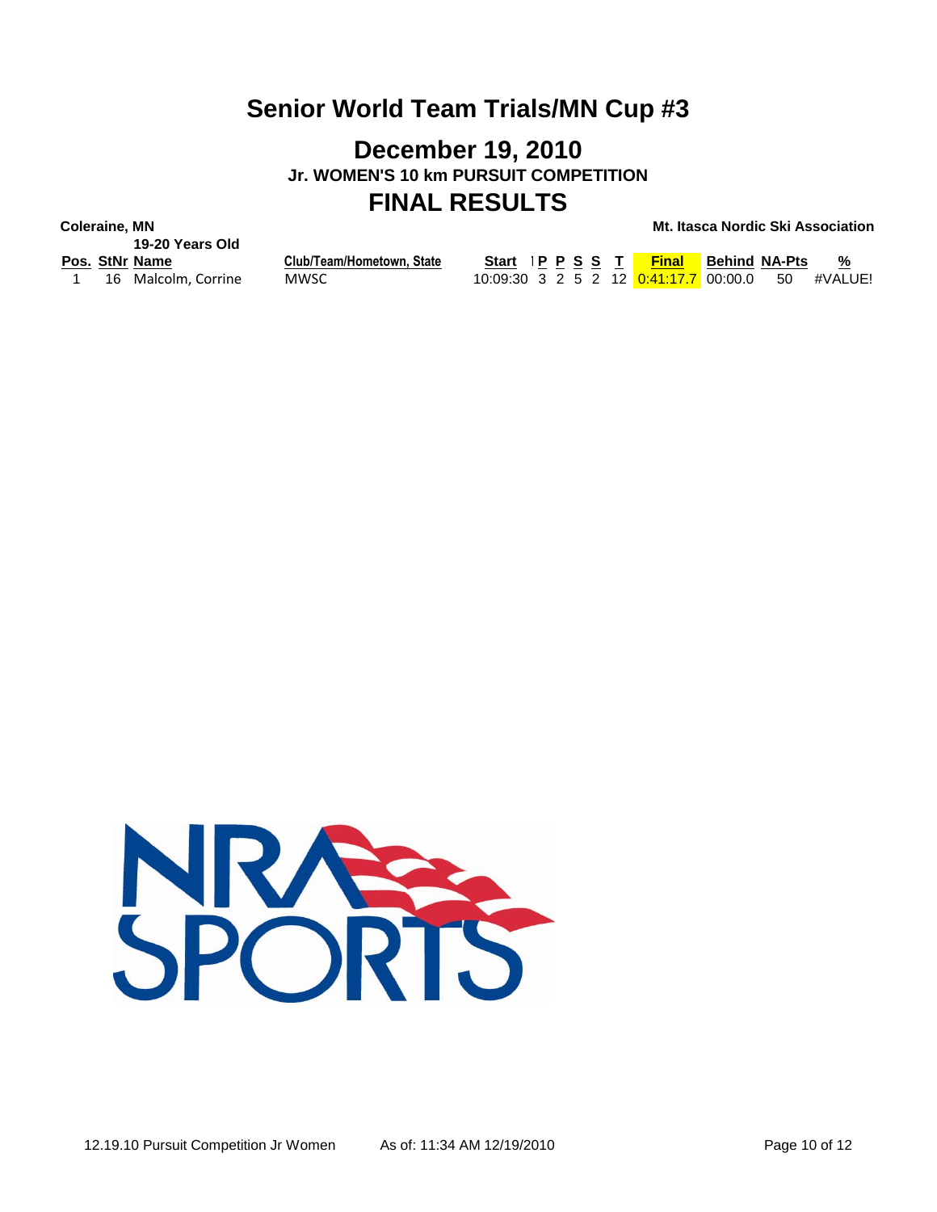# Senior World Team Trials/MN Cup #3

## December 19, 2010

### Jr. WOMEN'S 10 km PURSUIT COMPETITION

## FINAL RESULTS

**Coleraine, MN** **Mt. Itasca Nordic Ski Association**

**19-20 Years Old**

| Pos. | StNr | Name | Club/Team/Hometown, State | Start | P | P | S | S | T | Final | Behind | NA-Pts | % |
|---|---|---|---|---|---|---|---|---|---|---|---|---|---|
| 1 | 16 | Malcolm, Corrine | MWSC | 10:09:30 | 3 | 2 | 5 | 2 | 12 | 0:41:17.7 | 00:00.0 | 50 | #VALUE! |

NRA SPORTS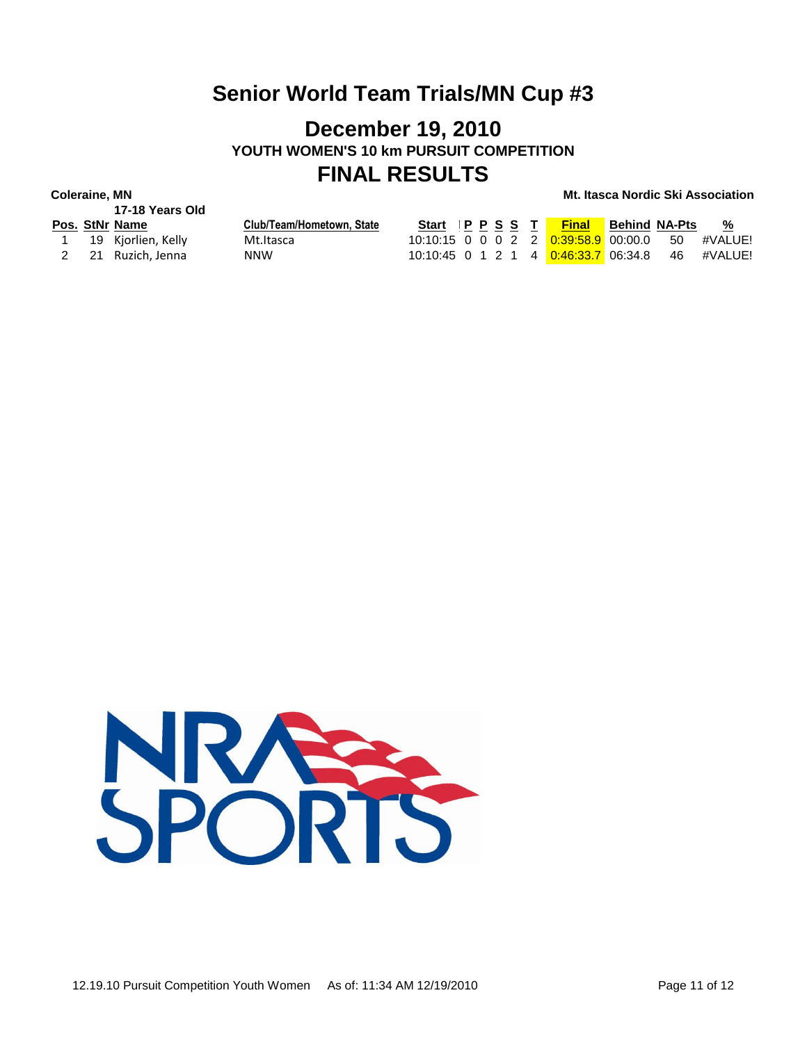# Senior World Team Trials/MN Cup #3

## December 19, 2010

### YOUTH WOMEN'S 10 km PURSUIT COMPETITION

## FINAL RESULTS

**Coleraine, MN** **Mt. Itasca Nordic Ski Association**

**17-18 Years Old**

| Pos. | StNr | Name | Club/Team/Hometown, State | Start | P | P | S | S | T | Final | Behind | NA-Pts | % |
|---|---|---|---|---|---|---|---|---|---|---|---|---|---|
| 1 | 19 | Kjorlien, Kelly | Mt.Itasca | 10:10:15 | 0 | 0 | 0 | 2 | 2 | 0:39:58.9 | 00:00.0 | 50 | #VALUE! |
| 2 | 21 | Ruzich, Jenna | NNW | 10:10:45 | 0 | 1 | 2 | 1 | 4 | 0:46:33.7 | 06:34.8 | 46 | #VALUE! |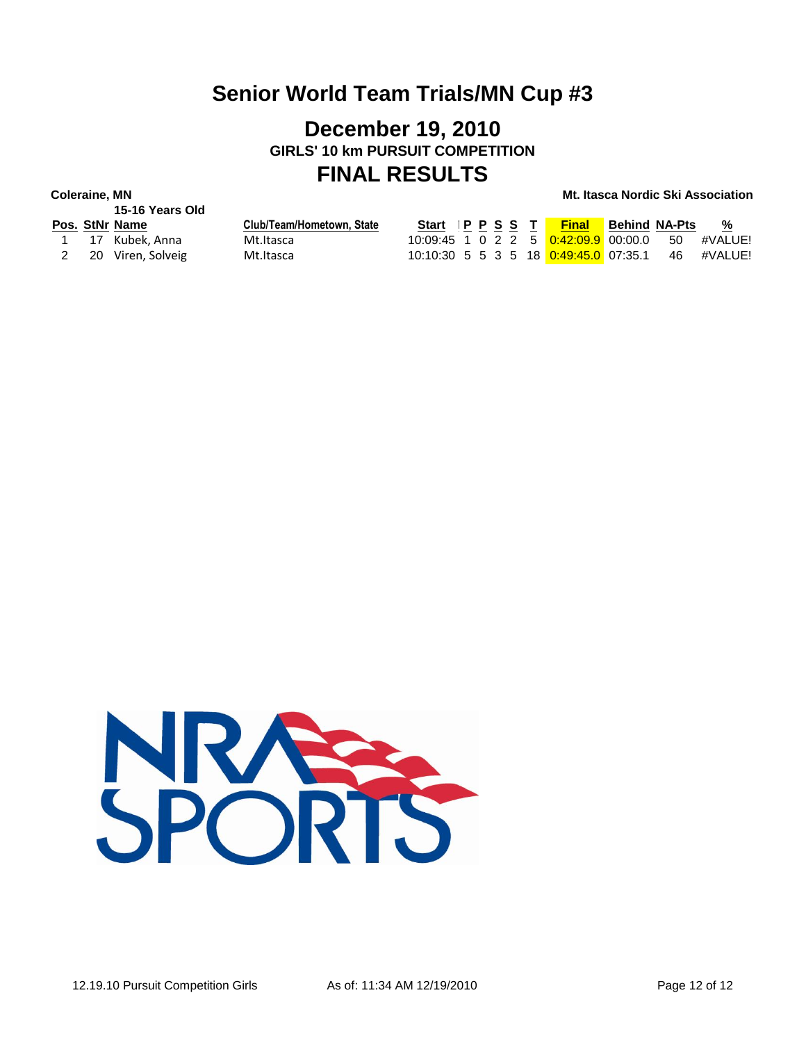# Senior World Team Trials/MN Cup #3

## December 19, 2010

### GIRLS' 10 km PURSUIT COMPETITION

## FINAL RESULTS

**Coleraine, MN** — **Mt. Itasca Nordic Ski Association**

**15-16 Years Old**

| Pos. | StNr | Name | Club/Team/Hometown, State | Start | P | P | S | S | T | Final | Behind | NA-Pts | % |
|---|---|---|---|---|---|---|---|---|---|---|---|---|---|
| 1 | 17 | Kubek, Anna | Mt.Itasca | 10:09:45 | 1 | 0 | 2 | 2 | 5 | 0:42:09.9 | 00:00.0 | 50 | #VALUE! |
| 2 | 20 | Viren, Solveig | Mt.Itasca | 10:10:30 | 5 | 5 | 3 | 5 | 18 | 0:49:45.0 | 07:35.1 | 46 | #VALUE! |

NRA SPORTS